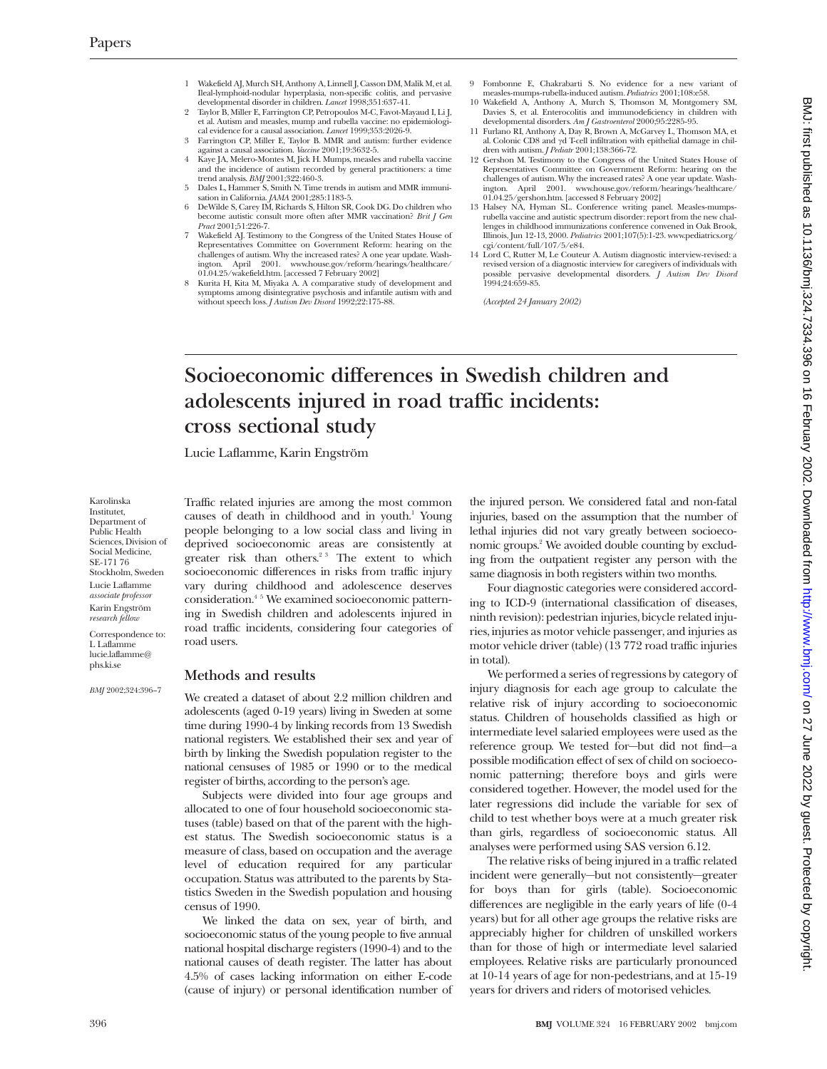1 Wakefield AJ, Murch SH, Anthony A, Linnell J, Casson DM, Malik M, et al. Ileal-lymphoid-nodular hyperplasia, non-specific colitis, and pervasive developmental disorder in children. *Lancet* 1998;351:637-41.

2 Taylor B, Miller E, Farrington CP, Petropoulos M-C, Favot-Mayaud I, Li J, et al. Autism and measles, mump and rubella vaccine: no epidemiological evidence for a causal association. *Lancet* 1999;353:2026-9.

3 Farrington CP, Miller E, Taylor B. MMR and autism: further evidence against a causal association. *Vaccine* 2001;19:3632-5.

4 Kaye JA, Melero-Montes M, Jick H. Mumps, measles and rubella vaccine and the incidence of autism recorded by general practitioners: a time trend analysis. *BMJ* 2001;322:460-3.

5 Dales L, Hammer S, Smith N. Time trends in autism and MMR immunisation in California. *JAMA* 2001;285:1183-5.

6 DeWilde S, Carey IM, Richards S, Hilton SR, Cook DG. Do children who become autistic consult more often after MMR vaccination? *Brit J Gen Pract* 2001;51:226-7.

7 Wakefield AJ. Testimony to the Congress of the United States House of Representatives Committee on Government Reform: hearing on the challenges of autism. Why the increased rates? A one year update. Washington. April 2001. www.house.gov/reform/hearings/healthcare/01.04.25/wakefield.htm. [accessed 7 February 2002]

8 Kurita H, Kita M, Miyaka A. A comparative study of development and symptoms among disintegrative psychosis and infantile autism with and without speech loss. *J Autism Dev Disord* 1992;22:175-88.

9 Fombonne E, Chakrabarti S. No evidence for a new variant of measles-mumps-rubella-induced autism. *Pediatrics* 2001;108:e58.

10 Wakefield A, Anthony A, Murch S, Thomson M, Montgomery SM, Davies S, et al. Enterocolitis and immunodeficiency in children with developmental disorders. *Am J Gastroenterol* 2000;95:2285-95.

11 Furlano RI, Anthony A, Day R, Brown A, McGarvey L, Thomson MA, et al. Colonic CD8 and γd T-cell infiltration with epithelial damage in children with autism. *J Pediatr* 2001;138:366-72.

12 Gershon M. Testimony to the Congress of the United States House of Representatives Committee on Government Reform: hearing on the challenges of autism. Why the increased rates? A one year update. Washington. April 2001. www.house.gov/reform/hearings/healthcare/01.04.25/gershon.htm. [accessed 8 February 2002]

13 Halsey NA, Hyman SL. Conference writing panel. Measles-mumps-rubella vaccine and autistic spectrum disorder: report from the new challenges in childhood immunizations conference convened in Oak Brook, Illinois, Jun 12-13, 2000. *Pediatrics* 2001;107(5):1-23. www.pediatrics.org/cgi/content/full/107/5/e84.

14 Lord C, Rutter M, Le Couteur A. Autism diagnostic interview-revised: a revised version of a diagnostic interview for caregivers of individuals with possible pervasive developmental disorders. *J Autism Dev Disord* 1994;24:659-85.

*(Accepted 24 January 2002)*

# Socioeconomic differences in Swedish children and adolescents injured in road traffic incidents: cross sectional study

Lucie Laflamme, Karin Engström

Karolinska Institutet, Department of Public Health Sciences, Division of Social Medicine, SE-171 76 Stockholm, Sweden
Lucie Laflamme *associate professor*
Karin Engström *research fellow*

Correspondence to: L Laflamme lucie.laflamme@phs.ki.se

*BMJ* 2002;324:396–7

Traffic related injuries are among the most common causes of death in childhood and in youth.[1] Young people belonging to a low social class and living in deprived socioeconomic areas are consistently at greater risk than others.[2,3] The extent to which socioeconomic differences in risks from traffic injury vary during childhood and adolescence deserves consideration.[4,5] We examined socioeconomic patterning in Swedish children and adolescents injured in road traffic incidents, considering four categories of road users.

## Methods and results

We created a dataset of about 2.2 million children and adolescents (aged 0-19 years) living in Sweden at some time during 1990-4 by linking records from 13 Swedish national registers. We established their sex and year of birth by linking the Swedish population register to the national censuses of 1985 or 1990 or to the medical register of births, according to the person's age.

Subjects were divided into four age groups and allocated to one of four household socioeconomic statuses (table) based on that of the parent with the highest status. The Swedish socioeconomic status is a measure of class, based on occupation and the average level of education required for any particular occupation. Status was attributed to the parents by Statistics Sweden in the Swedish population and housing census of 1990.

We linked the data on sex, year of birth, and socioeconomic status of the young people to five annual national hospital discharge registers (1990-4) and to the national causes of death register. The latter has about 4.5% of cases lacking information on either E-code (cause of injury) or personal identification number of the injured person. We considered fatal and non-fatal injuries, based on the assumption that the number of lethal injuries did not vary greatly between socioeconomic groups.[2] We avoided double counting by excluding from the outpatient register any person with the same diagnosis in both registers within two months.

Four diagnostic categories were considered according to ICD-9 (international classification of diseases, ninth revision): pedestrian injuries, bicycle related injuries, injuries as motor vehicle passenger, and injuries as motor vehicle driver (table) (13 772 road traffic injuries in total).

We performed a series of regressions by category of injury diagnosis for each age group to calculate the relative risk of injury according to socioeconomic status. Children of households classified as high or intermediate level salaried employees were used as the reference group. We tested for—but did not find—a possible modification effect of sex of child on socioeconomic patterning; therefore boys and girls were considered together. However, the model used for the later regressions did include the variable for sex of child to test whether boys were at a much greater risk than girls, regardless of socioeconomic status. All analyses were performed using SAS version 6.12.

The relative risks of being injured in a traffic related incident were generally—but not consistently—greater for boys than for girls (table). Socioeconomic differences are negligible in the early years of life (0-4 years) but for all other age groups the relative risks are appreciably higher for children of unskilled workers than for those of high or intermediate level salaried employees. Relative risks are particularly pronounced at 10-14 years of age for non-pedestrians, and at 15-19 years for drivers and riders of motorised vehicles.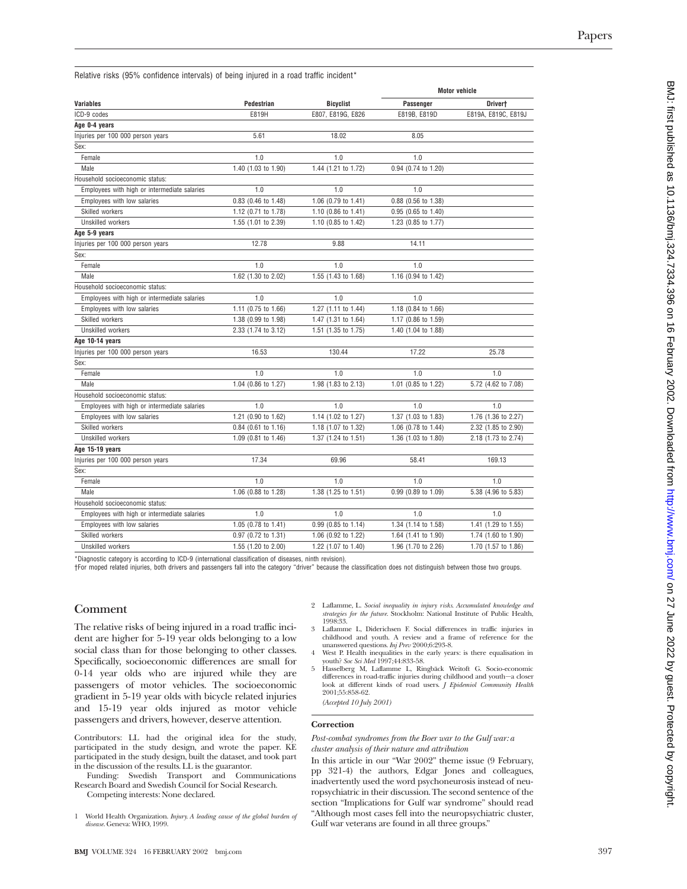Relative risks (95% confidence intervals) of being injured in a road traffic incident*

| Variables | Pedestrian | Bicyclist | Motor vehicle | |
|---|---|---|---|---|
| | | | Passenger | Driver† |
| ICD-9 codes | E819H | E807, E819G, E826 | E819B, E819D | E819A, E819C, E819J |
| **Age 0-4 years** | | | | |
| Injuries per 100 000 person years | 5.61 | 18.02 | 8.05 | |
| Sex: | | | | |
| Female | 1.0 | 1.0 | 1.0 | |
| Male | 1.40 (1.03 to 1.90) | 1.44 (1.21 to 1.72) | 0.94 (0.74 to 1.20) | |
| Household socioeconomic status: | | | | |
| Employees with high or intermediate salaries | 1.0 | 1.0 | 1.0 | |
| Employees with low salaries | 0.83 (0.46 to 1.48) | 1.06 (0.79 to 1.41) | 0.88 (0.56 to 1.38) | |
| Skilled workers | 1.12 (0.71 to 1.78) | 1.10 (0.86 to 1.41) | 0.95 (0.65 to 1.40) | |
| Unskilled workers | 1.55 (1.01 to 2.39) | 1.10 (0.85 to 1.42) | 1.23 (0.85 to 1.77) | |
| **Age 5-9 years** | | | | |
| Injuries per 100 000 person years | 12.78 | 9.88 | 14.11 | |
| Sex: | | | | |
| Female | 1.0 | 1.0 | 1.0 | |
| Male | 1.62 (1.30 to 2.02) | 1.55 (1.43 to 1.68) | 1.16 (0.94 to 1.42) | |
| Household socioeconomic status: | | | | |
| Employees with high or intermediate salaries | 1.0 | 1.0 | 1.0 | |
| Employees with low salaries | 1.11 (0.75 to 1.66) | 1.27 (1.11 to 1.44) | 1.18 (0.84 to 1.66) | |
| Skilled workers | 1.38 (0.99 to 1.98) | 1.47 (1.31 to 1.64) | 1.17 (0.86 to 1.59) | |
| Unskilled workers | 2.33 (1.74 to 3.12) | 1.51 (1.35 to 1.75) | 1.40 (1.04 to 1.88) | |
| **Age 10-14 years** | | | | |
| Injuries per 100 000 person years | 16.53 | 130.44 | 17.22 | 25.78 |
| Sex: | | | | |
| Female | 1.0 | 1.0 | 1.0 | 1.0 |
| Male | 1.04 (0.86 to 1.27) | 1.98 (1.83 to 2.13) | 1.01 (0.85 to 1.22) | 5.72 (4.62 to 7.08) |
| Household socioeconomic status: | | | | |
| Employees with high or intermediate salaries | 1.0 | 1.0 | 1.0 | 1.0 |
| Employees with low salaries | 1.21 (0.90 to 1.62) | 1.14 (1.02 to 1.27) | 1.37 (1.03 to 1.83) | 1.76 (1.36 to 2.27) |
| Skilled workers | 0.84 (0.61 to 1.16) | 1.18 (1.07 to 1.32) | 1.06 (0.78 to 1.44) | 2.32 (1.85 to 2.90) |
| Unskilled workers | 1.09 (0.81 to 1.46) | 1.37 (1.24 to 1.51) | 1.36 (1.03 to 1.80) | 2.18 (1.73 to 2.74) |
| **Age 15-19 years** | | | | |
| Injuries per 100 000 person years | 17.34 | 69.96 | 58.41 | 169.13 |
| Sex: | | | | |
| Female | 1.0 | 1.0 | 1.0 | 1.0 |
| Male | 1.06 (0.88 to 1.28) | 1.38 (1.25 to 1.51) | 0.99 (0.89 to 1.09) | 5.38 (4.96 to 5.83) |
| Household socioeconomic status: | | | | |
| Employees with high or intermediate salaries | 1.0 | 1.0 | 1.0 | 1.0 |
| Employees with low salaries | 1.05 (0.78 to 1.41) | 0.99 (0.85 to 1.14) | 1.34 (1.14 to 1.58) | 1.41 (1.29 to 1.55) |
| Skilled workers | 0.97 (0.72 to 1.31) | 1.06 (0.92 to 1.22) | 1.64 (1.41 to 1.90) | 1.74 (1.60 to 1.90) |
| Unskilled workers | 1.55 (1.20 to 2.00) | 1.22 (1.07 to 1.40) | 1.96 (1.70 to 2.26) | 1.70 (1.57 to 1.86) |

*Diagnostic category is according to ICD-9 (international classification of diseases, ninth revision).

†For moped related injuries, both drivers and passengers fall into the category "driver" because the classification does not distinguish between those two groups.

## Comment

The relative risks of being injured in a road traffic incident are higher for 5-19 year olds belonging to a low social class than for those belonging to other classes. Specifically, socioeconomic differences are small for 0-14 year olds who are injured while they are passengers of motor vehicles. The socioeconomic gradient in 5-19 year olds with bicycle related injuries and 15-19 year olds injured as motor vehicle passengers and drivers, however, deserve attention.

Contributors: LL had the original idea for the study, participated in the study design, and wrote the paper. KE participated in the study design, built the dataset, and took part in the discussion of the results. LL is the guarantor.

Funding: Swedish Transport and Communications Research Board and Swedish Council for Social Research.

Competing interests: None declared.

1. World Health Organization. *Injury. A leading cause of the global burden of disease*. Geneva: WHO, 1999.
2. Laflamme, L. *Social inequality in injury risks. Accumulated knowledge and strategies for the future*. Stockholm: National Institute of Public Health, 1998:33.
3. Laflamme L, Diderichsen F. Social differences in traffic injuries in childhood and youth. A review and a frame of reference for the unanswered questions. *Inj Prev* 2000;6:293-8.
4. West P. Health inequalities in the early years: is there equalisation in youth? *Soc Sci Med* 1997;44:833-58.
5. Hasselberg M, Laflamme L, Ringbäck Weitoft G. Socio-economic differences in road-traffic injuries during childhood and youth—a closer look at different kinds of road users. *J Epidemiol Community Health* 2001;55:858-62.

*(Accepted 10 July 2001)*

### Correction

*Post-combat syndromes from the Boer war to the Gulf war: a cluster analysis of their nature and attribution*

In this article in our "War 2002" theme issue (9 February, pp 321-4) the authors, Edgar Jones and colleagues, inadvertently used the word psychoneurosis instead of neuropsychiatric in their discussion. The second sentence of the section "Implications for Gulf war syndrome" should read "Although most cases fell into the neuropsychiatric cluster, Gulf war veterans are found in all three groups."